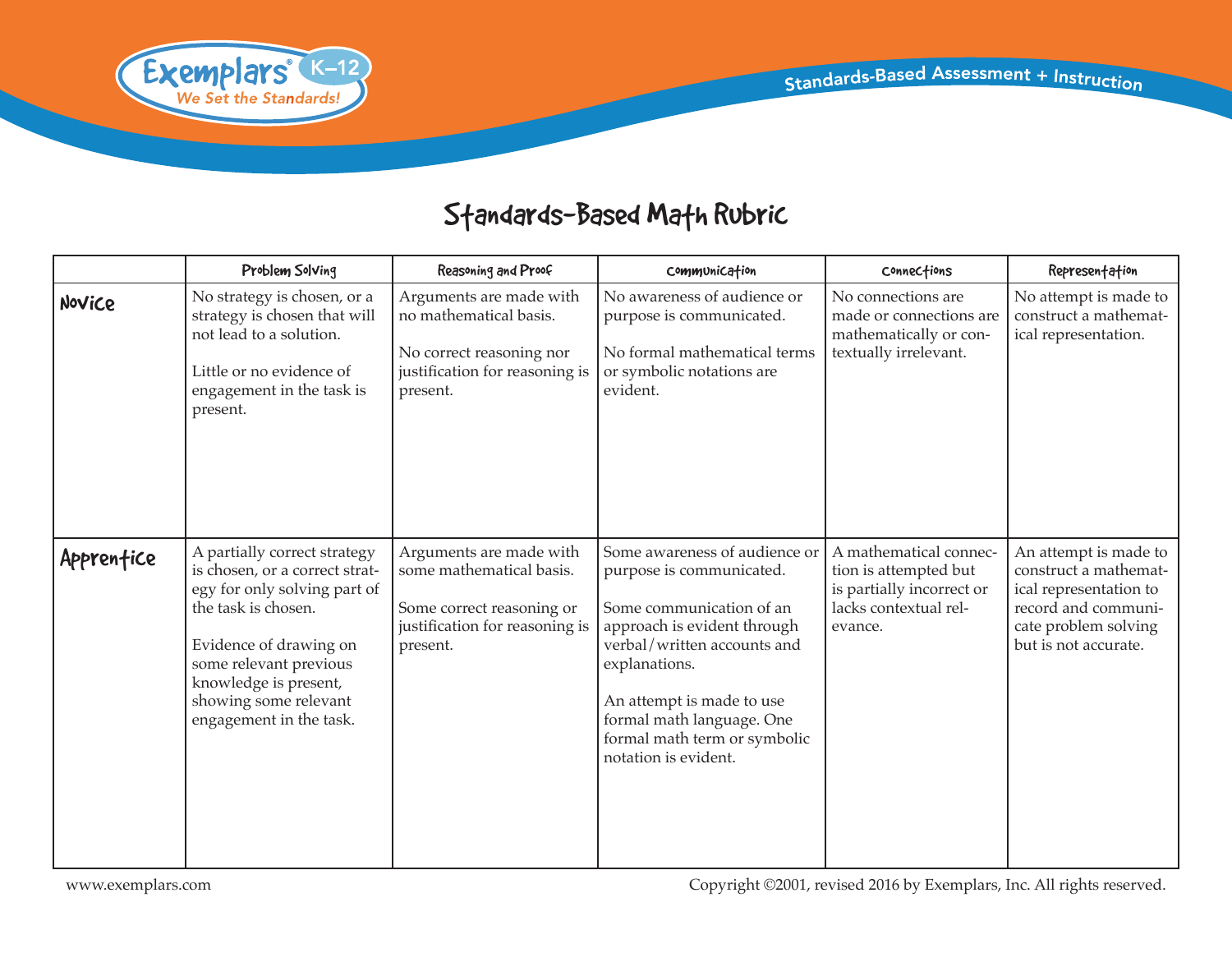# Standards-Based Math Rubric

| | Problem Solving | Reasoning and Proof | Communication | Connections | Representation |
|---|---|---|---|---|---|
| **Novice** | No strategy is chosen, or a strategy is chosen that will not lead to a solution.<br><br>Little or no evidence of engagement in the task is present. | Arguments are made with no mathematical basis.<br><br>No correct reasoning nor justification for reasoning is present. | No awareness of audience or purpose is communicated.<br><br>No formal mathematical terms or symbolic notations are evident. | No connections are made or connections are mathematically or contextually irrelevant. | No attempt is made to construct a mathematical representation. |
| **Apprentice** | A partially correct strategy is chosen, or a correct strategy for only solving part of the task is chosen.<br><br>Evidence of drawing on some relevant previous knowledge is present, showing some relevant engagement in the task. | Arguments are made with some mathematical basis.<br><br>Some correct reasoning or justification for reasoning is present. | Some awareness of audience or purpose is communicated.<br><br>Some communication of an approach is evident through verbal/written accounts and explanations.<br><br>An attempt is made to use formal math language. One formal math term or symbolic notation is evident. | A mathematical connection is attempted but is partially incorrect or lacks contextual relevance. | An attempt is made to construct a mathematical representation to record and communicate problem solving but is not accurate. |

www.exemplars.com

Copyright ©2001, revised 2016 by Exemplars, Inc. All rights reserved.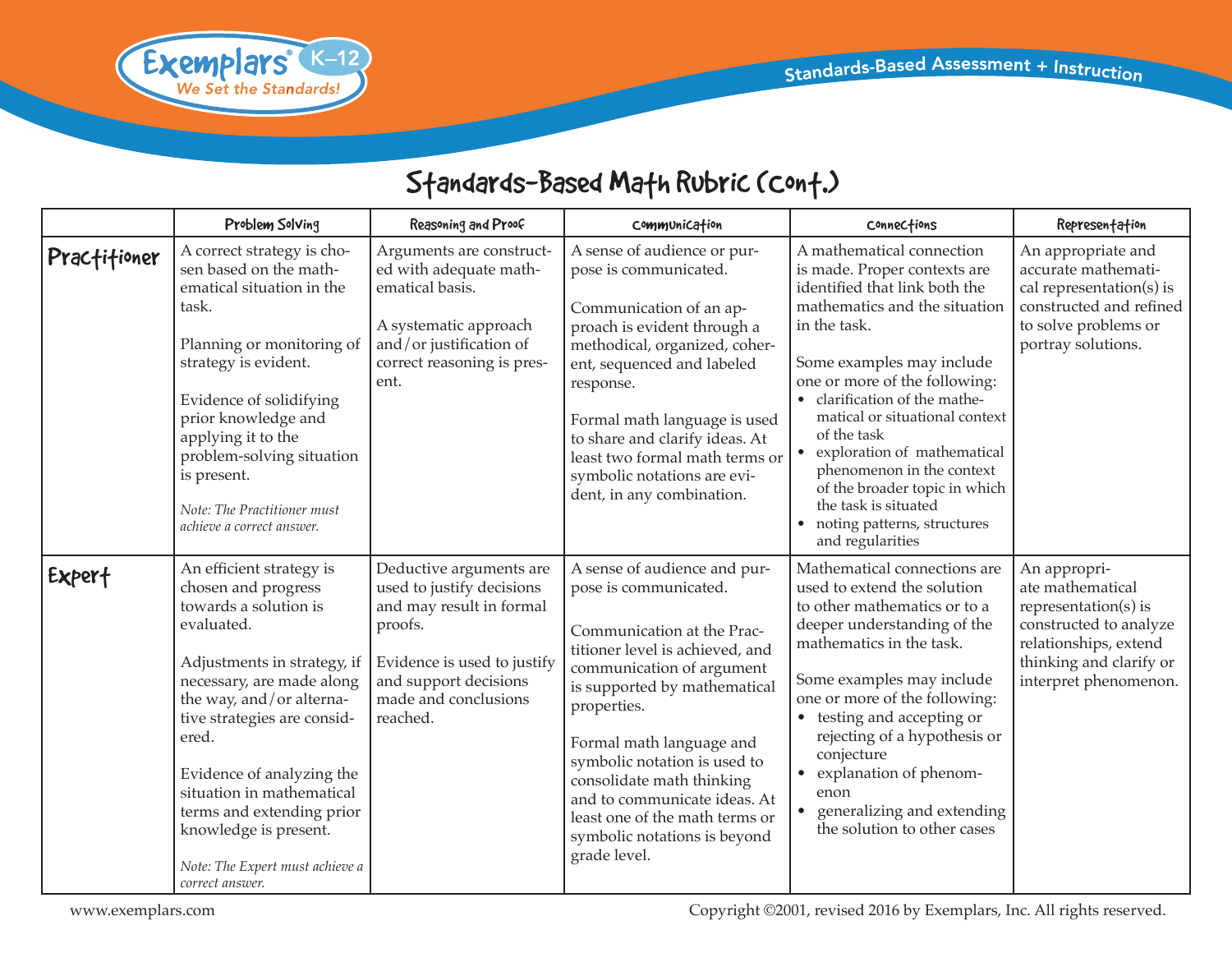# Standards-Based Math Rubric (cont.)

| | Problem Solving | Reasoning and Proof | Communication | Connections | Representation |
|---|---|---|---|---|---|
| **Practitioner** | A correct strategy is chosen based on the mathematical situation in the task.<br><br>Planning or monitoring of strategy is evident.<br><br>Evidence of solidifying prior knowledge and applying it to the problem-solving situation is present.<br><br>*Note: The Practitioner must achieve a correct answer.* | Arguments are constructed with adequate mathematical basis.<br><br>A systematic approach and/or justification of correct reasoning is present. | A sense of audience or purpose is communicated.<br><br>Communication of an approach is evident through a methodical, organized, coherent, sequenced and labeled response.<br><br>Formal math language is used to share and clarify ideas. At least two formal math terms or symbolic notations are evident, in any combination. | A mathematical connection is made. Proper contexts are identified that link both the mathematics and the situation in the task.<br><br>Some examples may include one or more of the following:<br>• clarification of the mathematical or situational context of the task<br>• exploration of mathematical phenomenon in the context of the broader topic in which the task is situated<br>• noting patterns, structures and regularities | An appropriate and accurate mathematical representation(s) is constructed and refined to solve problems or portray solutions. |
| **Expert** | An efficient strategy is chosen and progress towards a solution is evaluated.<br><br>Adjustments in strategy, if necessary, are made along the way, and/or alternative strategies are considered.<br><br>Evidence of analyzing the situation in mathematical terms and extending prior knowledge is present.<br><br>*Note: The Expert must achieve a correct answer.* | Deductive arguments are used to justify decisions and may result in formal proofs.<br><br>Evidence is used to justify and support decisions made and conclusions reached. | A sense of audience and purpose is communicated.<br><br>Communication at the Practitioner level is achieved, and communication of argument is supported by mathematical properties.<br><br>Formal math language and symbolic notation is used to consolidate math thinking and to communicate ideas. At least one of the math terms or symbolic notations is beyond grade level. | Mathematical connections are used to extend the solution to other mathematics or to a deeper understanding of the mathematics in the task.<br><br>Some examples may include one or more of the following:<br>• testing and accepting or rejecting of a hypothesis or conjecture<br>• explanation of phenomenon<br>• generalizing and extending the solution to other cases | An appropriate mathematical representation(s) is constructed to analyze relationships, extend thinking and clarify or interpret phenomenon. |

www.exemplars.com

Copyright ©2001, revised 2016 by Exemplars, Inc. All rights reserved.